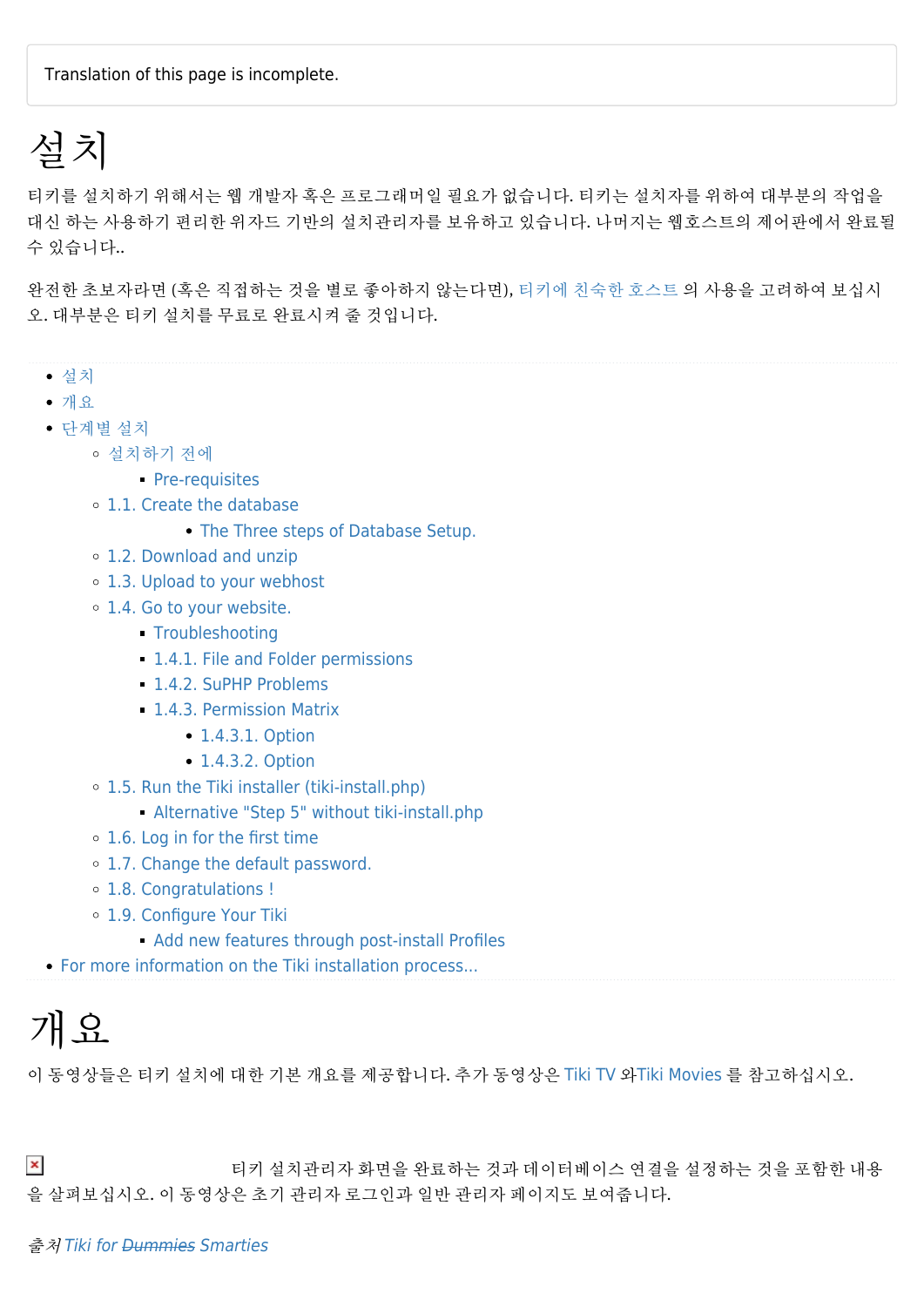Translation of this page is incomplete.

# 설치

티키를 설치하기 위해서는 웹 개발자 혹은 프로그래머일 필요가 없습니다. 티키는 설치자를 위하여 대부분의 작업을 대신 하는 사용하기 편리한 위자드 기반의 설치관리자를 보유하고 있습니다. 나머지는 웹호스트의 제어판에서 완료될 수 있습니다..

완전한 초보자라면 (혹은 직접하는 것을 별로 좋아하지 않는다면), 티키에 친숙한 호스트 의 사용을 고려하여 보십시오. 대부분은 티키 설치를 무료로 완료시켜 줄 것입니다.

- 설치
- 개요
- 단계별 설치
  - 설치하기 전에
    - Pre-requisites
  - 1.1. Create the database
      - The Three steps of Database Setup.
  - 1.2. Download and unzip
  - 1.3. Upload to your webhost
  - 1.4. Go to your website.
    - Troubleshooting
    - 1.4.1. File and Folder permissions
    - 1.4.2. SuPHP Problems
    - 1.4.3. Permission Matrix
      - 1.4.3.1. Option
      - 1.4.3.2. Option
  - 1.5. Run the Tiki installer (tiki-install.php)
    - Alternative "Step 5" without tiki-install.php
  - 1.6. Log in for the first time
  - 1.7. Change the default password.
  - 1.8. Congratulations !
  - 1.9. Configure Your Tiki
    - Add new features through post-install Profiles
- For more information on the Tiki installation process...

# 개요

이 동영상들은 티키 설치에 대한 기본 개요를 제공합니다. 추가 동영상은 Tiki TV 와Tiki Movies 를 참고하십시오.

티키 설치관리자 화면을 완료하는 것과 데이터베이스 연결을 설정하는 것을 포함한 내용을 살펴보십시오. 이 동영상은 초기 관리자 로그인과 일반 관리자 페이지도 보여줍니다.

*출처 Tiki for ~~Dummies~~ Smarties*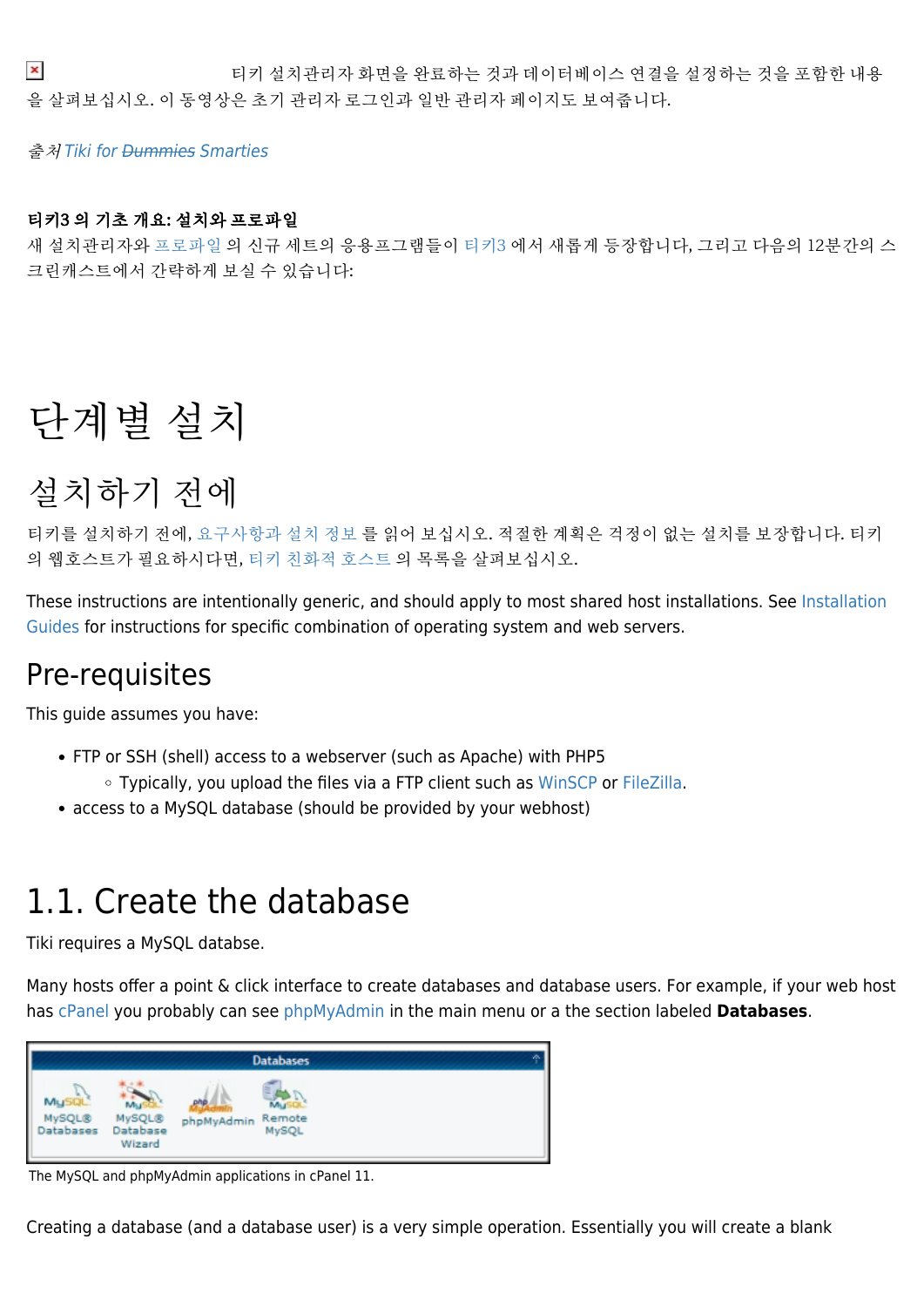티키 설치관리자 화면을 완료하는 것과 데이터베이스 연결을 설정하는 것을 포함한 내용을 살펴보십시오. 이 동영상은 초기 관리자 로그인과 일반 관리자 페이지도 보여줍니다.

*출처 Tiki for ~~Dummies~~ Smarties*

**티키3 의 기초 개요: 설치와 프로파일**
새 설치관리자와 프로파일 의 신규 세트의 응용프로그램들이 티키3 에서 새롭게 등장합니다, 그리고 다음의 12분간의 스크린캐스트에서 간략하게 보실 수 있습니다:

# 단계별 설치

## 설치하기 전에

티키를 설치하기 전에, 요구사항과 설치 정보 를 읽어 보십시오. 적절한 계획은 걱정이 없는 설치를 보장합니다. 티키의 웹호스트가 필요하시다면, 티키 친화적 호스트 의 목록을 살펴보십시오.

These instructions are intentionally generic, and should apply to most shared host installations. See Installation Guides for instructions for specific combination of operating system and web servers.

## Pre-requisites

This guide assumes you have:

- FTP or SSH (shell) access to a webserver (such as Apache) with PHP5
  - Typically, you upload the files via a FTP client such as WinSCP or FileZilla.
- access to a MySQL database (should be provided by your webhost)

# 1.1. Create the database

Tiki requires a MySQL databse.

Many hosts offer a point & click interface to create databases and database users. For example, if your web host has cPanel you probably can see phpMyAdmin in the main menu or a the section labeled **Databases**.

The MySQL and phpMyAdmin applications in cPanel 11.

Creating a database (and a database user) is a very simple operation. Essentially you will create a blank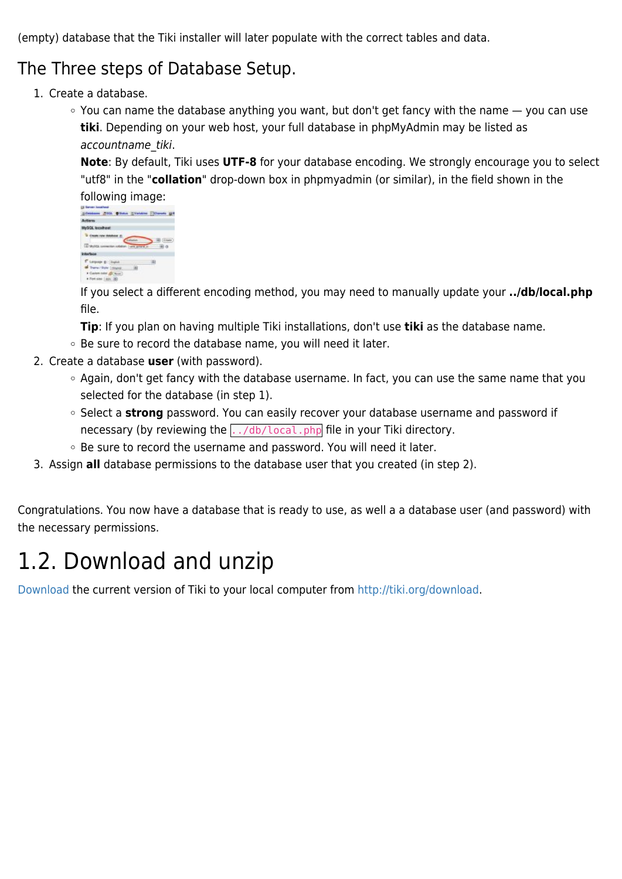(empty) database that the Tiki installer will later populate with the correct tables and data.

## The Three steps of Database Setup.

1. Create a database.
    - You can name the database anything you want, but don't get fancy with the name — you can use **tiki**. Depending on your web host, your full database in phpMyAdmin may be listed as *accountname_tiki*.
      **Note**: By default, Tiki uses **UTF-8** for your database encoding. We strongly encourage you to select "utf8" in the "**collation**" drop-down box in phpmyadmin (or similar), in the field shown in the following image:
      If you select a different encoding method, you may need to manually update your **../db/local.php** file.
      **Tip**: If you plan on having multiple Tiki installations, don't use **tiki** as the database name.
    - Be sure to record the database name, you will need it later.
2. Create a database **user** (with password).
    - Again, don't get fancy with the database username. In fact, you can use the same name that you selected for the database (in step 1).
    - Select a **strong** password. You can easily recover your database username and password if necessary (by reviewing the `../db/local.php` file in your Tiki directory.
    - Be sure to record the username and password. You will need it later.
3. Assign **all** database permissions to the database user that you created (in step 2).

Congratulations. You now have a database that is ready to use, as well a a database user (and password) with the necessary permissions.

# 1.2. Download and unzip

Download the current version of Tiki to your local computer from http://tiki.org/download.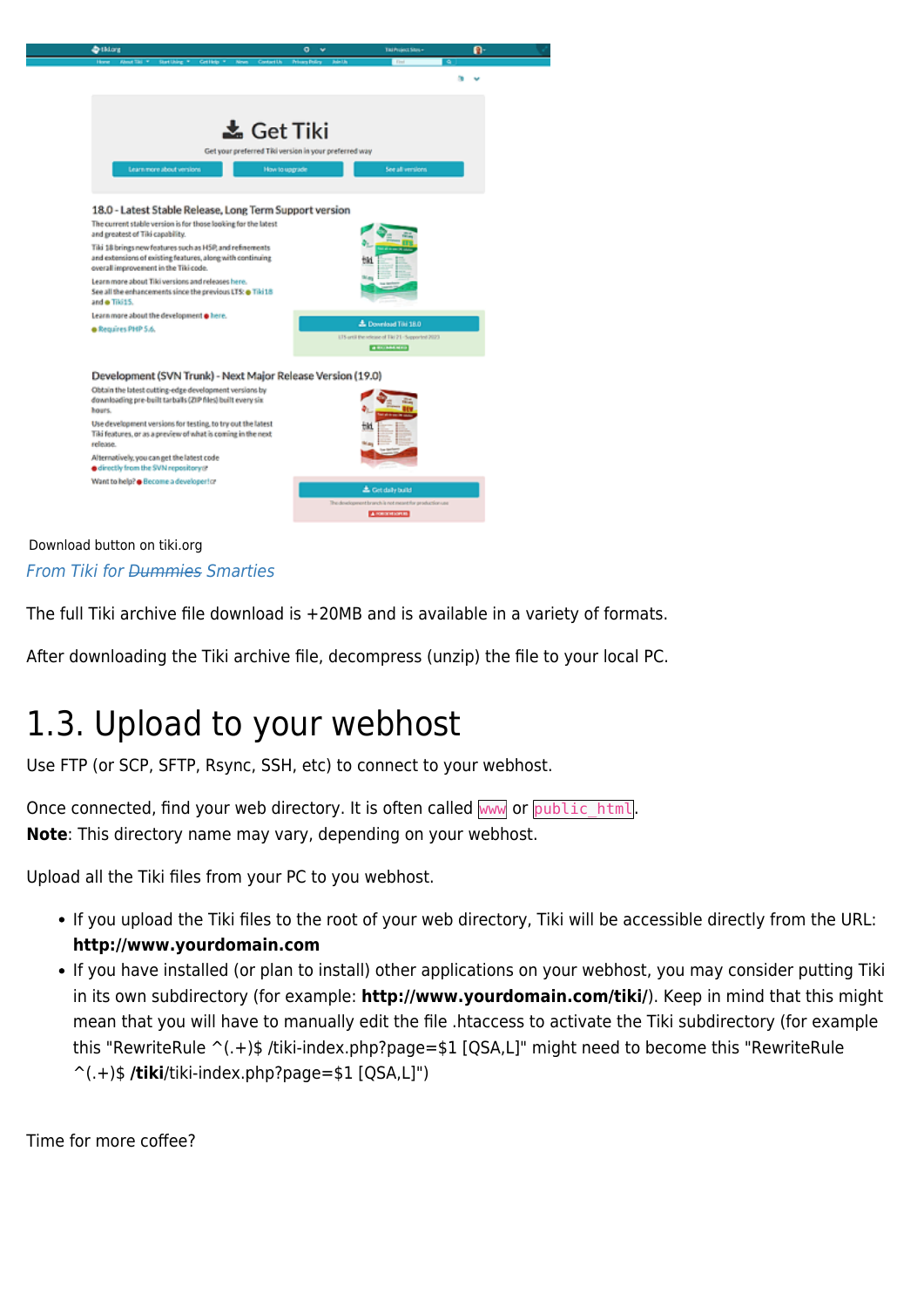Download button on tiki.org

*From Tiki for ~~Dummies~~ Smarties*

The full Tiki archive file download is +20MB and is available in a variety of formats.

After downloading the Tiki archive file, decompress (unzip) the file to your local PC.

# 1.3. Upload to your webhost

Use FTP (or SCP, SFTP, Rsync, SSH, etc) to connect to your webhost.

Once connected, find your web directory. It is often called `www` or `public_html`.
**Note**: This directory name may vary, depending on your webhost.

Upload all the Tiki files from your PC to you webhost.

- If you upload the Tiki files to the root of your web directory, Tiki will be accessible directly from the URL: **http://www.yourdomain.com**
- If you have installed (or plan to install) other applications on your webhost, you may consider putting Tiki in its own subdirectory (for example: **http://www.yourdomain.com/tiki/**). Keep in mind that this might mean that you will have to manually edit the file .htaccess to activate the Tiki subdirectory (for example this "RewriteRule ^(.+)$ /tiki-index.php?page=$1 [QSA,L]" might need to become this "RewriteRule ^(.+)$ **/tiki**/tiki-index.php?page=$1 [QSA,L]")

Time for more coffee?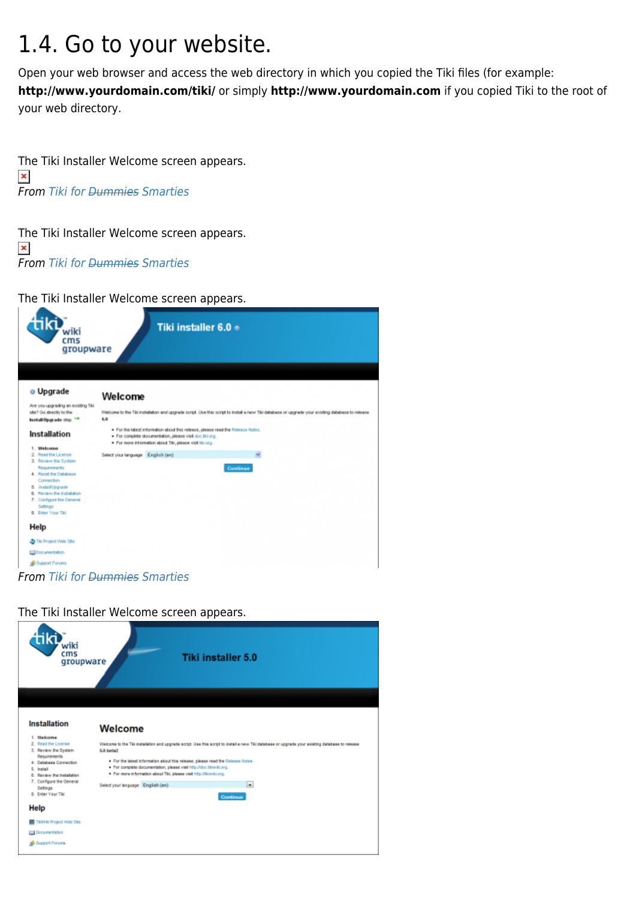# 1.4. Go to your website.

Open your web browser and access the web directory in which you copied the Tiki files (for example: **http://www.yourdomain.com/tiki/** or simply **http://www.yourdomain.com** if you copied Tiki to the root of your web directory.

The Tiki Installer Welcome screen appears.

*From Tiki for ~~Dummies~~ Smarties*

The Tiki Installer Welcome screen appears.

*From Tiki for ~~Dummies~~ Smarties*

The Tiki Installer Welcome screen appears.

*From Tiki for ~~Dummies~~ Smarties*

The Tiki Installer Welcome screen appears.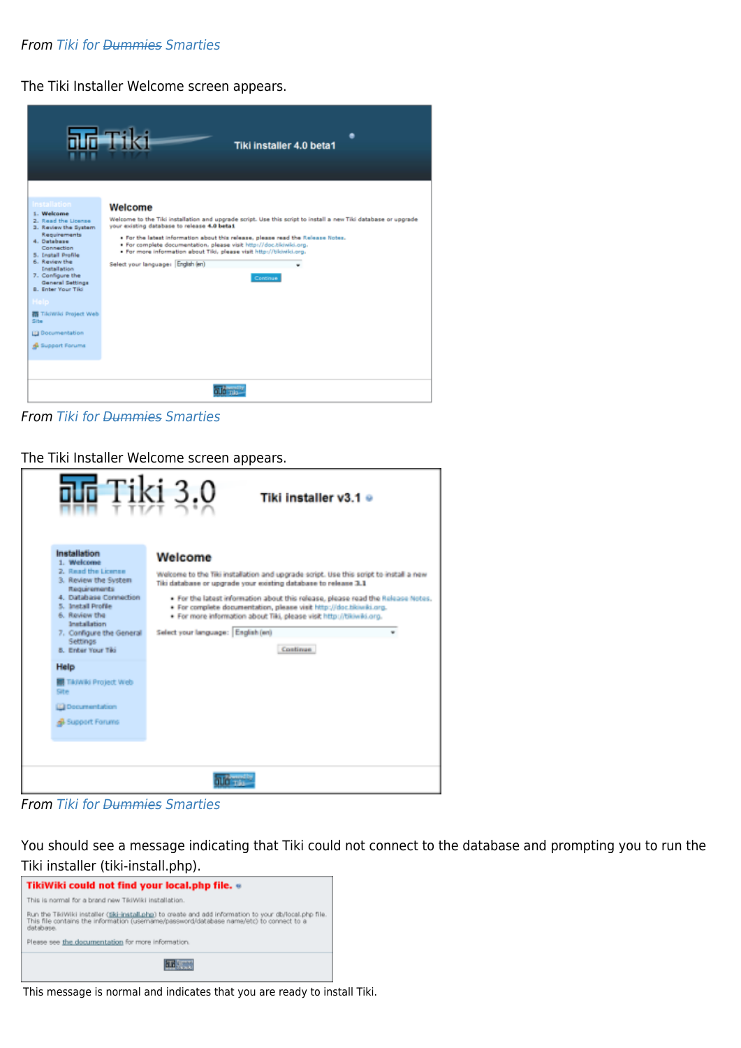From Tiki for ~~Dummies~~ Smarties

The Tiki Installer Welcome screen appears.

From Tiki for ~~Dummies~~ Smarties

The Tiki Installer Welcome screen appears.

From Tiki for ~~Dummies~~ Smarties

You should see a message indicating that Tiki could not connect to the database and prompting you to run the Tiki installer (tiki-install.php).

This message is normal and indicates that you are ready to install Tiki.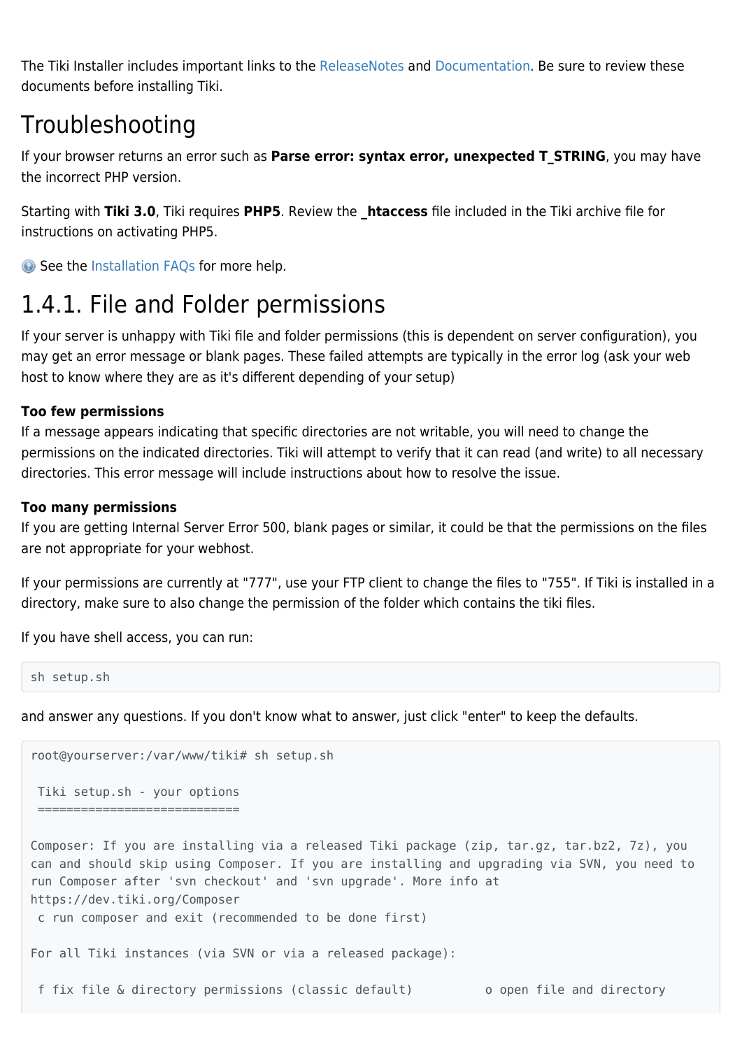The Tiki Installer includes important links to the ReleaseNotes and Documentation. Be sure to review these documents before installing Tiki.

# Troubleshooting

If your browser returns an error such as **Parse error: syntax error, unexpected T_STRING**, you may have the incorrect PHP version.

Starting with **Tiki 3.0**, Tiki requires **PHP5**. Review the **_htaccess** file included in the Tiki archive file for instructions on activating PHP5.

See the Installation FAQs for more help.

# 1.4.1. File and Folder permissions

If your server is unhappy with Tiki file and folder permissions (this is dependent on server configuration), you may get an error message or blank pages. These failed attempts are typically in the error log (ask your web host to know where they are as it's different depending of your setup)

#### Too few permissions

If a message appears indicating that specific directories are not writable, you will need to change the permissions on the indicated directories. Tiki will attempt to verify that it can read (and write) to all necessary directories. This error message will include instructions about how to resolve the issue.

#### Too many permissions

If you are getting Internal Server Error 500, blank pages or similar, it could be that the permissions on the files are not appropriate for your webhost.

If your permissions are currently at "777", use your FTP client to change the files to "755". If Tiki is installed in a directory, make sure to also change the permission of the folder which contains the tiki files.

If you have shell access, you can run:

```
sh setup.sh
```

and answer any questions. If you don't know what to answer, just click "enter" to keep the defaults.

```
root@yourserver:/var/www/tiki# sh setup.sh

 Tiki setup.sh - your options
 ============================

Composer: If you are installing via a released Tiki package (zip, tar.gz, tar.bz2, 7z), you
can and should skip using Composer. If you are installing and upgrading via SVN, you need to
run Composer after 'svn checkout' and 'svn upgrade'. More info at
https://dev.tiki.org/Composer
 c run composer and exit (recommended to be done first)

For all Tiki instances (via SVN or via a released package):

 f fix file & directory permissions (classic default)          o open file and directory
```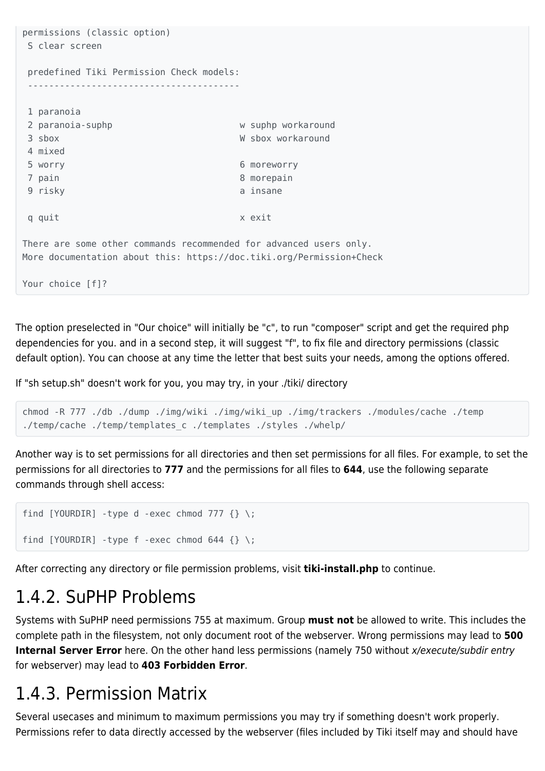```
permissions (classic option)
 S clear screen

 predefined Tiki Permission Check models:
 ----------------------------------------

 1 paranoia
 2 paranoia-suphp                        w suphp workaround
 3 sbox                                  W sbox workaround
 4 mixed
 5 worry                                 6 moreworry
 7 pain                                  8 morepain
 9 risky                                 a insane

 q quit                                  x exit

There are some other commands recommended for advanced users only.
More documentation about this: https://doc.tiki.org/Permission+Check

Your choice [f]?
```

The option preselected in "Our choice" will initially be "c", to run "composer" script and get the required php dependencies for you. and in a second step, it will suggest "f", to fix file and directory permissions (classic default option). You can choose at any time the letter that best suits your needs, among the options offered.

If "sh setup.sh" doesn't work for you, you may try, in your ./tiki/ directory

```
chmod -R 777 ./db ./dump ./img/wiki ./img/wiki_up ./img/trackers ./modules/cache ./temp
./temp/cache ./temp/templates_c ./templates ./styles ./whelp/
```

Another way is to set permissions for all directories and then set permissions for all files. For example, to set the permissions for all directories to **777** and the permissions for all files to **644**, use the following separate commands through shell access:

```
find [YOURDIR] -type d -exec chmod 777 {} \;

find [YOURDIR] -type f -exec chmod 644 {} \;
```

After correcting any directory or file permission problems, visit **tiki-install.php** to continue.

## 1.4.2. SuPHP Problems

Systems with SuPHP need permissions 755 at maximum. Group **must not** be allowed to write. This includes the complete path in the filesystem, not only document root of the webserver. Wrong permissions may lead to **500 Internal Server Error** here. On the other hand less permissions (namely 750 without *x/execute/subdir entry* for webserver) may lead to **403 Forbidden Error**.

## 1.4.3. Permission Matrix

Several usecases and minimum to maximum permissions you may try if something doesn't work properly. Permissions refer to data directly accessed by the webserver (files included by Tiki itself may and should have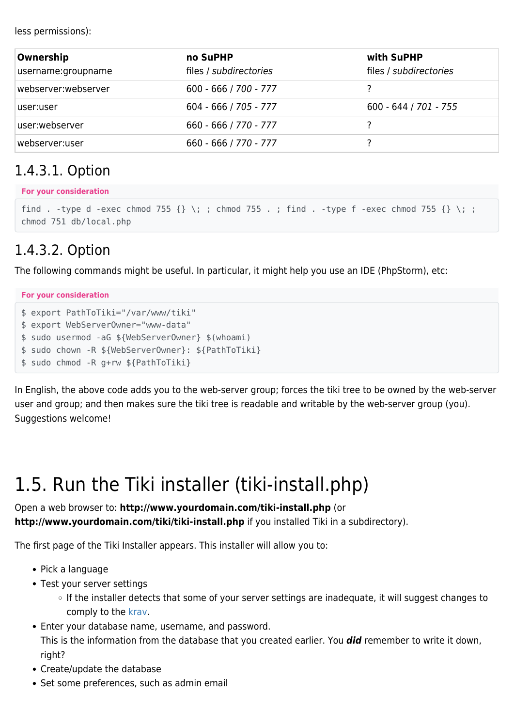less permissions):

| **Ownership** username:groupname | **no SuPHP** files / *subdirectories* | **with SuPHP** files / *subdirectories* |
| --- | --- | --- |
| webserver:webserver | 600 - 666 / *700 - 777* | ? |
| user:user | 604 - 666 / *705 - 777* | 600 - 644 / *701 - 755* |
| user:webserver | 660 - 666 / *770 - 777* | ? |
| webserver:user | 660 - 666 / *770 - 777* | ? |

## 1.4.3.1. Option

**For your consideration**

```
find . -type d -exec chmod 755 {} \; ; chmod 755 . ; find . -type f -exec chmod 755 {} \; ;
chmod 751 db/local.php
```

## 1.4.3.2. Option

The following commands might be useful. In particular, it might help you use an IDE (PhpStorm), etc:

**For your consideration**

```
$ export PathToTiki="/var/www/tiki"
$ export WebServerOwner="www-data"
$ sudo usermod -aG ${WebServerOwner} $(whoami)
$ sudo chown -R ${WebServerOwner}: ${PathToTiki}
$ sudo chmod -R g+rw ${PathToTiki}
```

In English, the above code adds you to the web-server group; forces the tiki tree to be owned by the web-server user and group; and then makes sure the tiki tree is readable and writable by the web-server group (you). Suggestions welcome!

# 1.5. Run the Tiki installer (tiki-install.php)

Open a web browser to: **http://www.yourdomain.com/tiki-install.php** (or **http://www.yourdomain.com/tiki/tiki-install.php** if you installed Tiki in a subdirectory).

The first page of the Tiki Installer appears. This installer will allow you to:

- Pick a language
- Test your server settings
  - If the installer detects that some of your server settings are inadequate, it will suggest changes to comply to the krav.
- Enter your database name, username, and password.
  This is the information from the database that you created earlier. You ***did*** remember to write it down, right?
- Create/update the database
- Set some preferences, such as admin email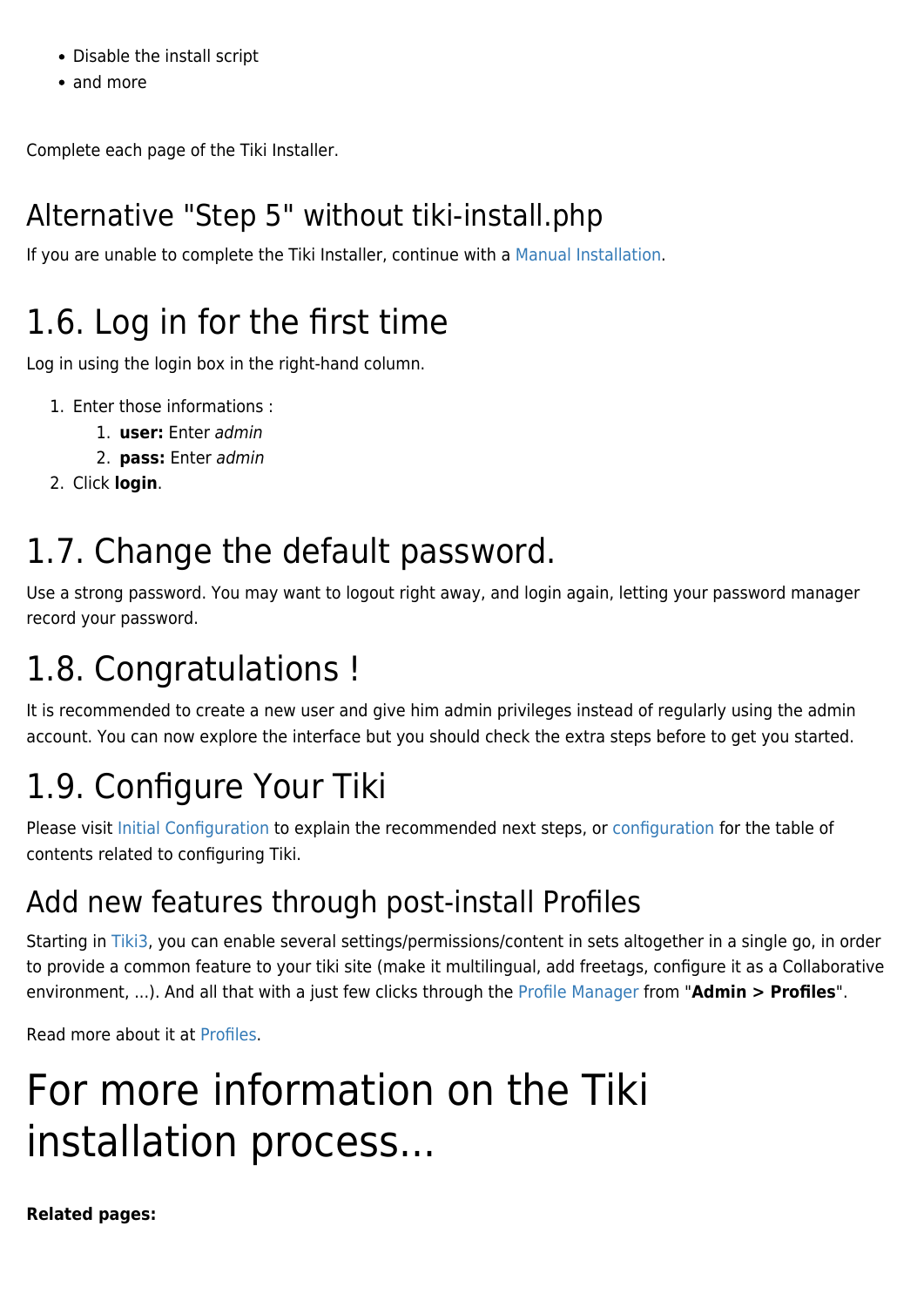- Disable the install script
- and more

Complete each page of the Tiki Installer.

## Alternative "Step 5" without tiki-install.php

If you are unable to complete the Tiki Installer, continue with a Manual Installation.

## 1.6. Log in for the first time

Log in using the login box in the right-hand column.

1. Enter those informations :
   1. **user:** Enter *admin*
   2. **pass:** Enter *admin*
2. Click **login**.

## 1.7. Change the default password.

Use a strong password. You may want to logout right away, and login again, letting your password manager record your password.

## 1.8. Congratulations !

It is recommended to create a new user and give him admin privileges instead of regularly using the admin account. You can now explore the interface but you should check the extra steps before to get you started.

## 1.9. Configure Your Tiki

Please visit Initial Configuration to explain the recommended next steps, or configuration for the table of contents related to configuring Tiki.

### Add new features through post-install Profiles

Starting in Tiki3, you can enable several settings/permissions/content in sets altogether in a single go, in order to provide a common feature to your tiki site (make it multilingual, add freetags, configure it as a Collaborative environment, ...). And all that with a just few clicks through the Profile Manager from "**Admin > Profiles**".

Read more about it at Profiles.

# For more information on the Tiki installation process...

**Related pages:**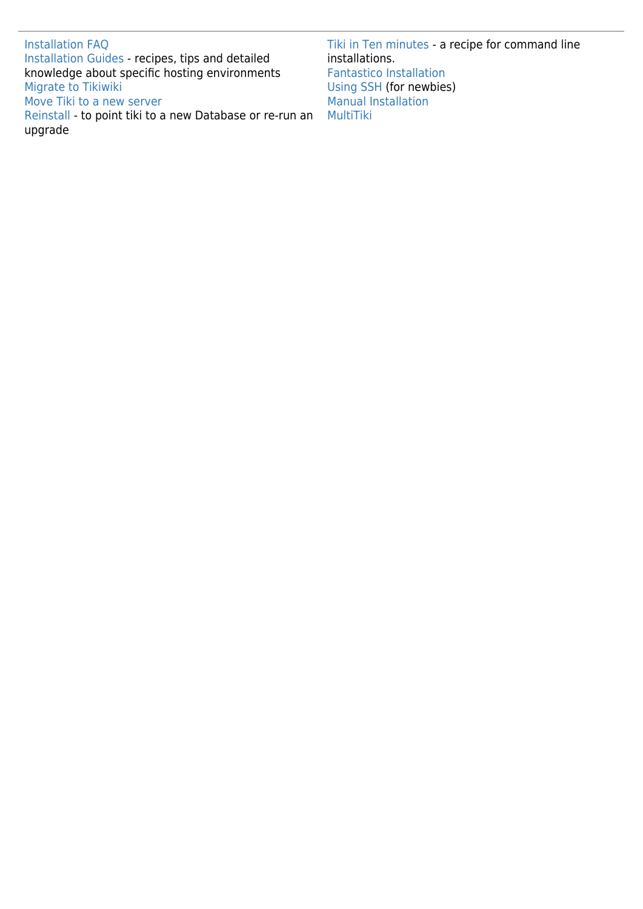Installation FAQ
Installation Guides - recipes, tips and detailed knowledge about specific hosting environments
Migrate to Tikiwiki
Move Tiki to a new server
Reinstall - to point tiki to a new Database or re-run an upgrade

Tiki in Ten minutes - a recipe for command line installations.
Fantastico Installation
Using SSH (for newbies)
Manual Installation
MultiTiki